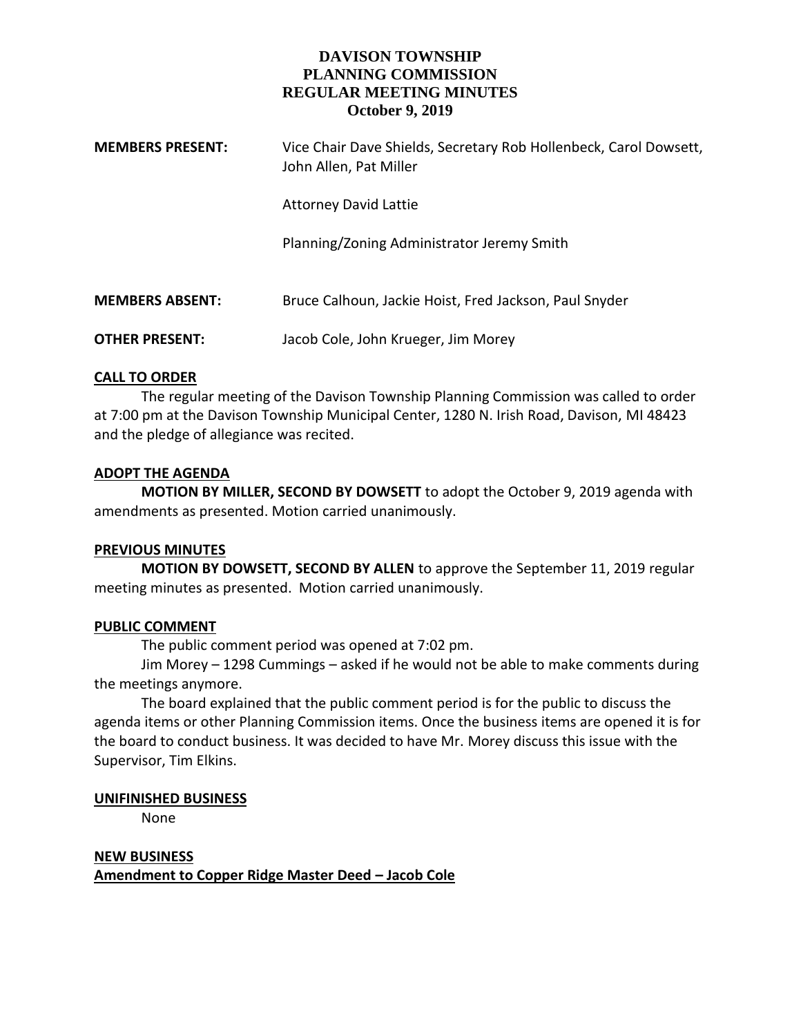# DAVISON TOWNSHIP
# PLANNING COMMISSION
# REGULAR MEETING MINUTES
## October 9, 2019

**MEMBERS PRESENT:** Vice Chair Dave Shields, Secretary Rob Hollenbeck, Carol Dowsett, John Allen, Pat Miller

Attorney David Lattie

Planning/Zoning Administrator Jeremy Smith

**MEMBERS ABSENT:** Bruce Calhoun, Jackie Hoist, Fred Jackson, Paul Snyder

**OTHER PRESENT:** Jacob Cole, John Krueger, Jim Morey

**CALL TO ORDER**

The regular meeting of the Davison Township Planning Commission was called to order at 7:00 pm at the Davison Township Municipal Center, 1280 N. Irish Road, Davison, MI 48423 and the pledge of allegiance was recited.

**ADOPT THE AGENDA**

**MOTION BY MILLER, SECOND BY DOWSETT** to adopt the October 9, 2019 agenda with amendments as presented. Motion carried unanimously.

**PREVIOUS MINUTES**

**MOTION BY DOWSETT, SECOND BY ALLEN** to approve the September 11, 2019 regular meeting minutes as presented. Motion carried unanimously.

**PUBLIC COMMENT**

The public comment period was opened at 7:02 pm.

Jim Morey – 1298 Cummings – asked if he would not be able to make comments during the meetings anymore.

The board explained that the public comment period is for the public to discuss the agenda items or other Planning Commission items. Once the business items are opened it is for the board to conduct business. It was decided to have Mr. Morey discuss this issue with the Supervisor, Tim Elkins.

**UNIFINISHED BUSINESS**

None

**NEW BUSINESS**

**Amendment to Copper Ridge Master Deed – Jacob Cole**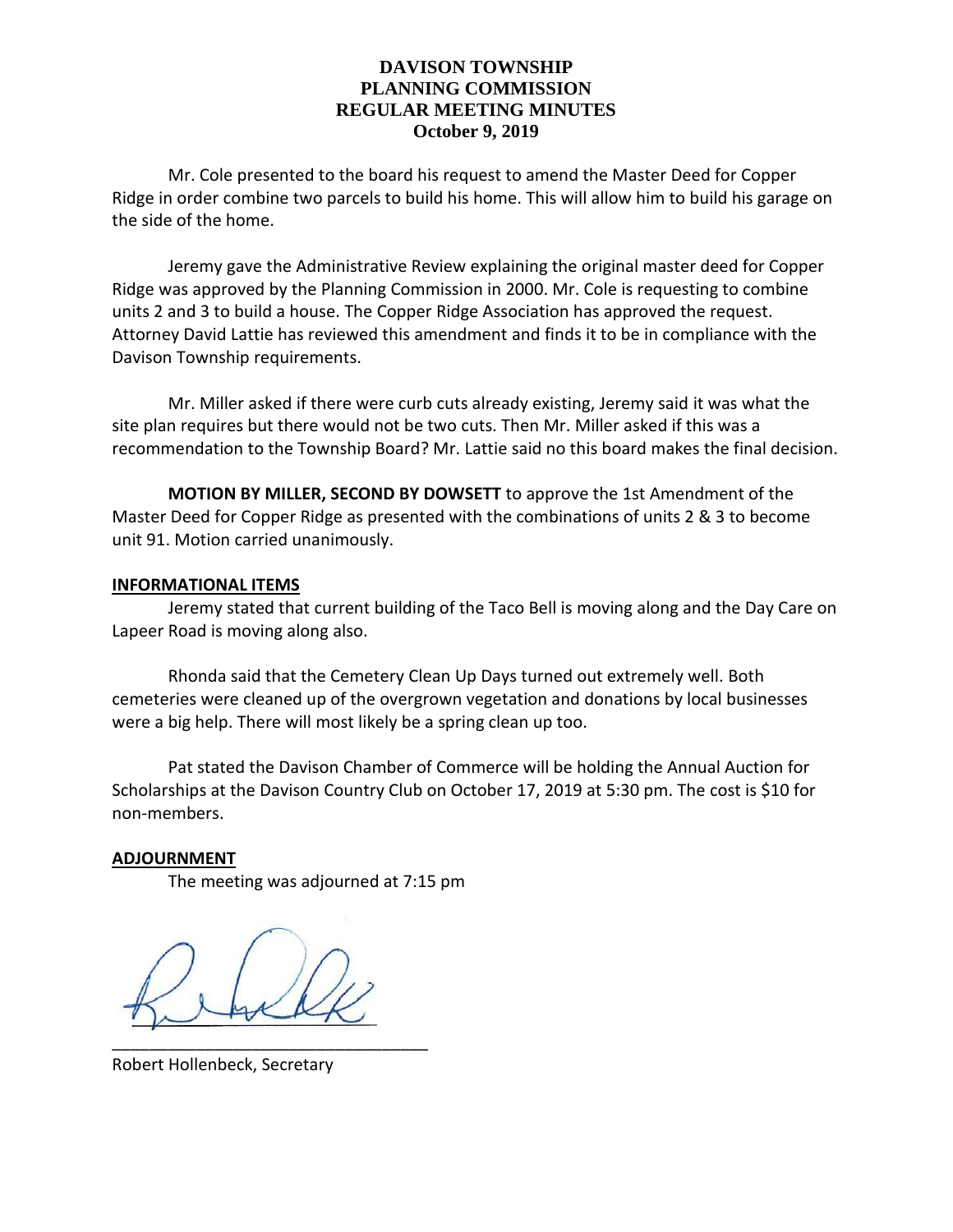**DAVISON TOWNSHIP**
**PLANNING COMMISSION**
**REGULAR MEETING MINUTES**
**October 9, 2019**

Mr. Cole presented to the board his request to amend the Master Deed for Copper Ridge in order combine two parcels to build his home. This will allow him to build his garage on the side of the home.

Jeremy gave the Administrative Review explaining the original master deed for Copper Ridge was approved by the Planning Commission in 2000. Mr. Cole is requesting to combine units 2 and 3 to build a house. The Copper Ridge Association has approved the request. Attorney David Lattie has reviewed this amendment and finds it to be in compliance with the Davison Township requirements.

Mr. Miller asked if there were curb cuts already existing, Jeremy said it was what the site plan requires but there would not be two cuts. Then Mr. Miller asked if this was a recommendation to the Township Board? Mr. Lattie said no this board makes the final decision.

**MOTION BY MILLER, SECOND BY DOWSETT** to approve the 1st Amendment of the Master Deed for Copper Ridge as presented with the combinations of units 2 & 3 to become unit 91. Motion carried unanimously.

**INFORMATIONAL ITEMS**

Jeremy stated that current building of the Taco Bell is moving along and the Day Care on Lapeer Road is moving along also.

Rhonda said that the Cemetery Clean Up Days turned out extremely well. Both cemeteries were cleaned up of the overgrown vegetation and donations by local businesses were a big help. There will most likely be a spring clean up too.

Pat stated the Davison Chamber of Commerce will be holding the Annual Auction for Scholarships at the Davison Country Club on October 17, 2019 at 5:30 pm. The cost is $10 for non-members.

**ADJOURNMENT**

The meeting was adjourned at 7:15 pm

___________________________________
Robert Hollenbeck, Secretary